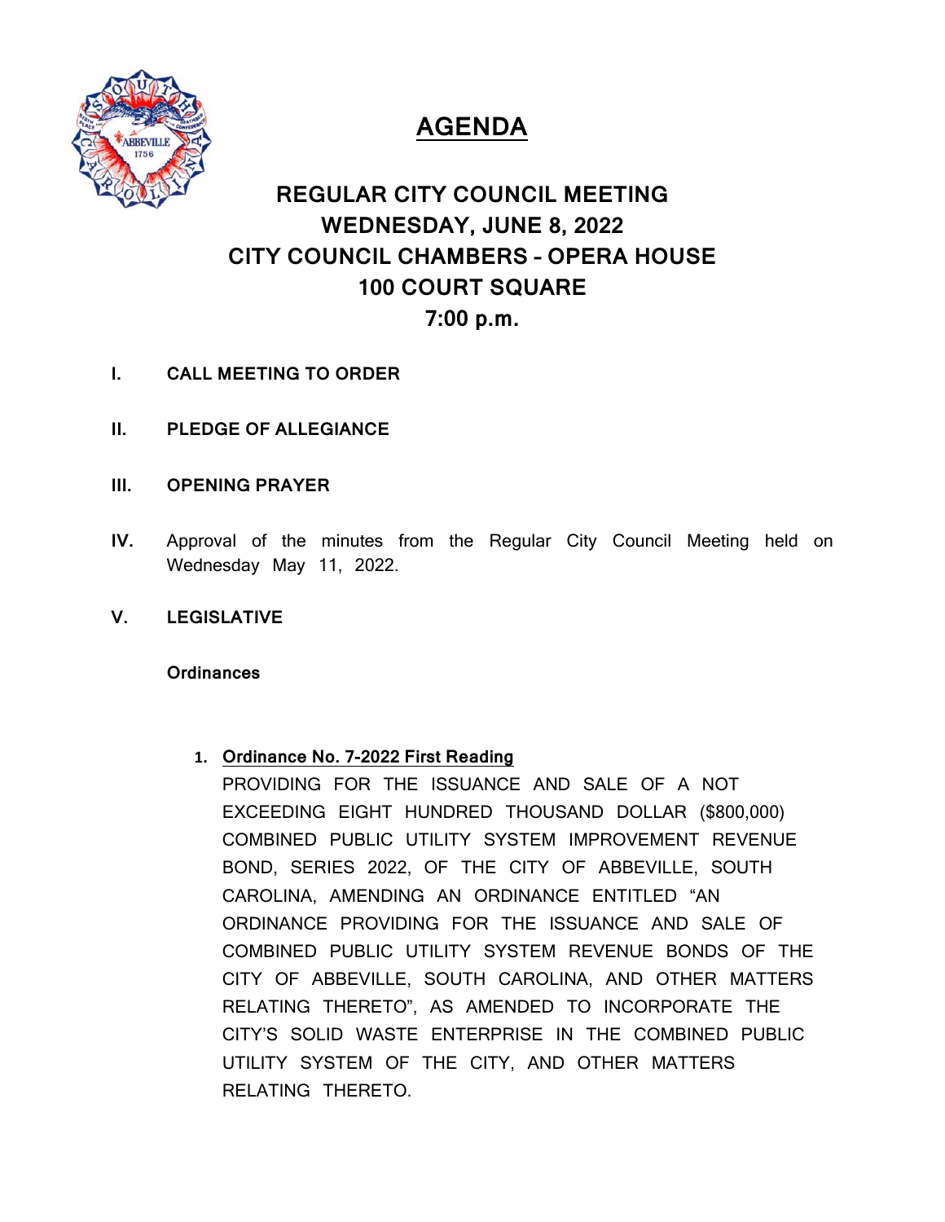# AGENDA

## REGULAR CITY COUNCIL MEETING
## WEDNESDAY, JUNE 8, 2022
## CITY COUNCIL CHAMBERS – OPERA HOUSE
## 100 COURT SQUARE
## 7:00 p.m.

**I. CALL MEETING TO ORDER**

**II. PLEDGE OF ALLEGIANCE**

**III. OPENING PRAYER**

**IV.** Approval of the minutes from the Regular City Council Meeting held on Wednesday May 11, 2022.

**V. LEGISLATIVE**

**Ordinances**

1. **Ordinance No. 7-2022 First Reading**

   PROVIDING FOR THE ISSUANCE AND SALE OF A NOT EXCEEDING EIGHT HUNDRED THOUSAND DOLLAR ($800,000) COMBINED PUBLIC UTILITY SYSTEM IMPROVEMENT REVENUE BOND, SERIES 2022, OF THE CITY OF ABBEVILLE, SOUTH CAROLINA, AMENDING AN ORDINANCE ENTITLED "AN ORDINANCE PROVIDING FOR THE ISSUANCE AND SALE OF COMBINED PUBLIC UTILITY SYSTEM REVENUE BONDS OF THE CITY OF ABBEVILLE, SOUTH CAROLINA, AND OTHER MATTERS RELATING THERETO", AS AMENDED TO INCORPORATE THE CITY'S SOLID WASTE ENTERPRISE IN THE COMBINED PUBLIC UTILITY SYSTEM OF THE CITY, AND OTHER MATTERS RELATING THERETO.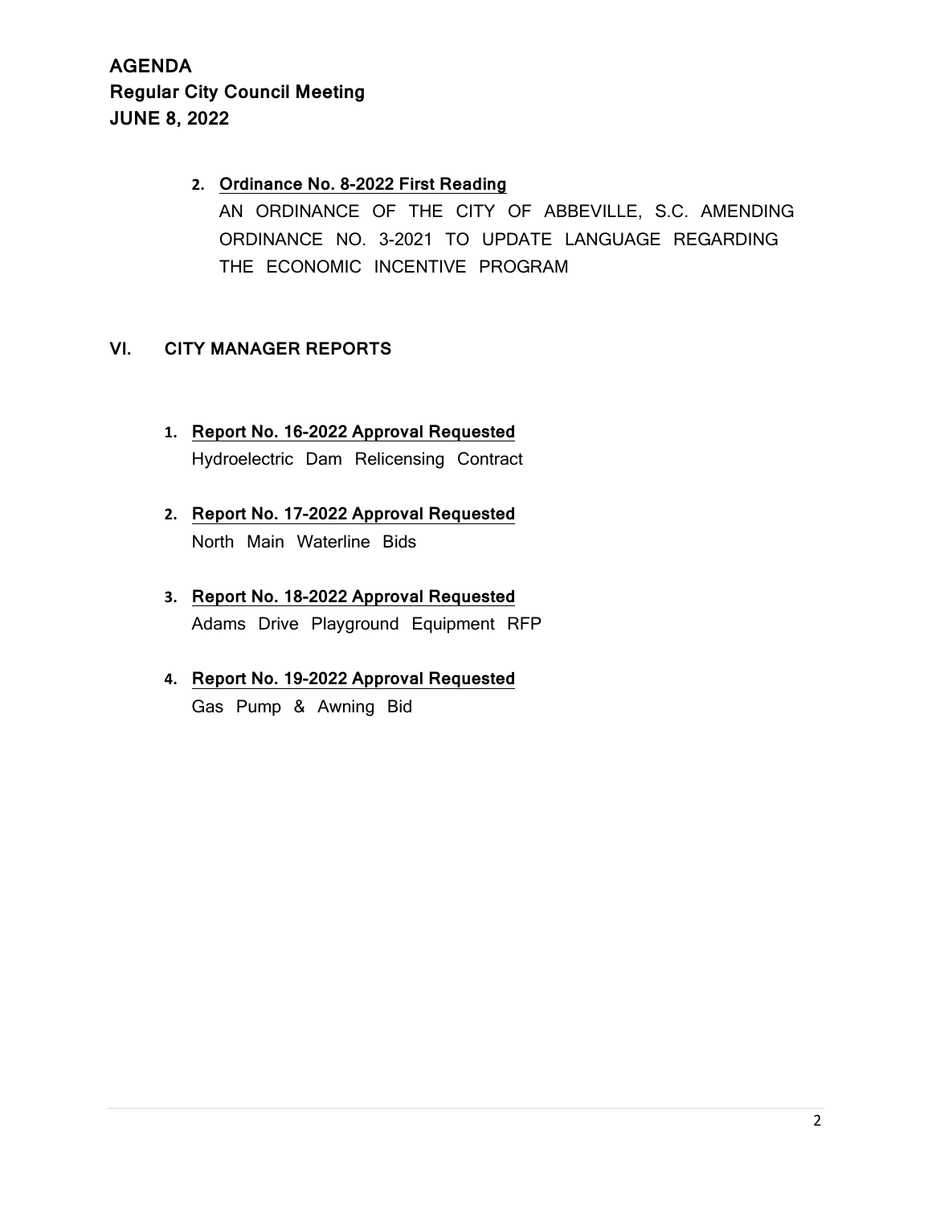2. **Ordinance No. 8-2022 First Reading**
   AN ORDINANCE OF THE CITY OF ABBEVILLE, S.C. AMENDING ORDINANCE NO. 3-2021 TO UPDATE LANGUAGE REGARDING THE ECONOMIC INCENTIVE PROGRAM

## VI. CITY MANAGER REPORTS

1. **Report No. 16-2022 Approval Requested**
   Hydroelectric Dam Relicensing Contract

2. **Report No. 17-2022 Approval Requested**
   North Main Waterline Bids

3. **Report No. 18-2022 Approval Requested**
   Adams Drive Playground Equipment RFP

4. **Report No. 19-2022 Approval Requested**
   Gas Pump & Awning Bid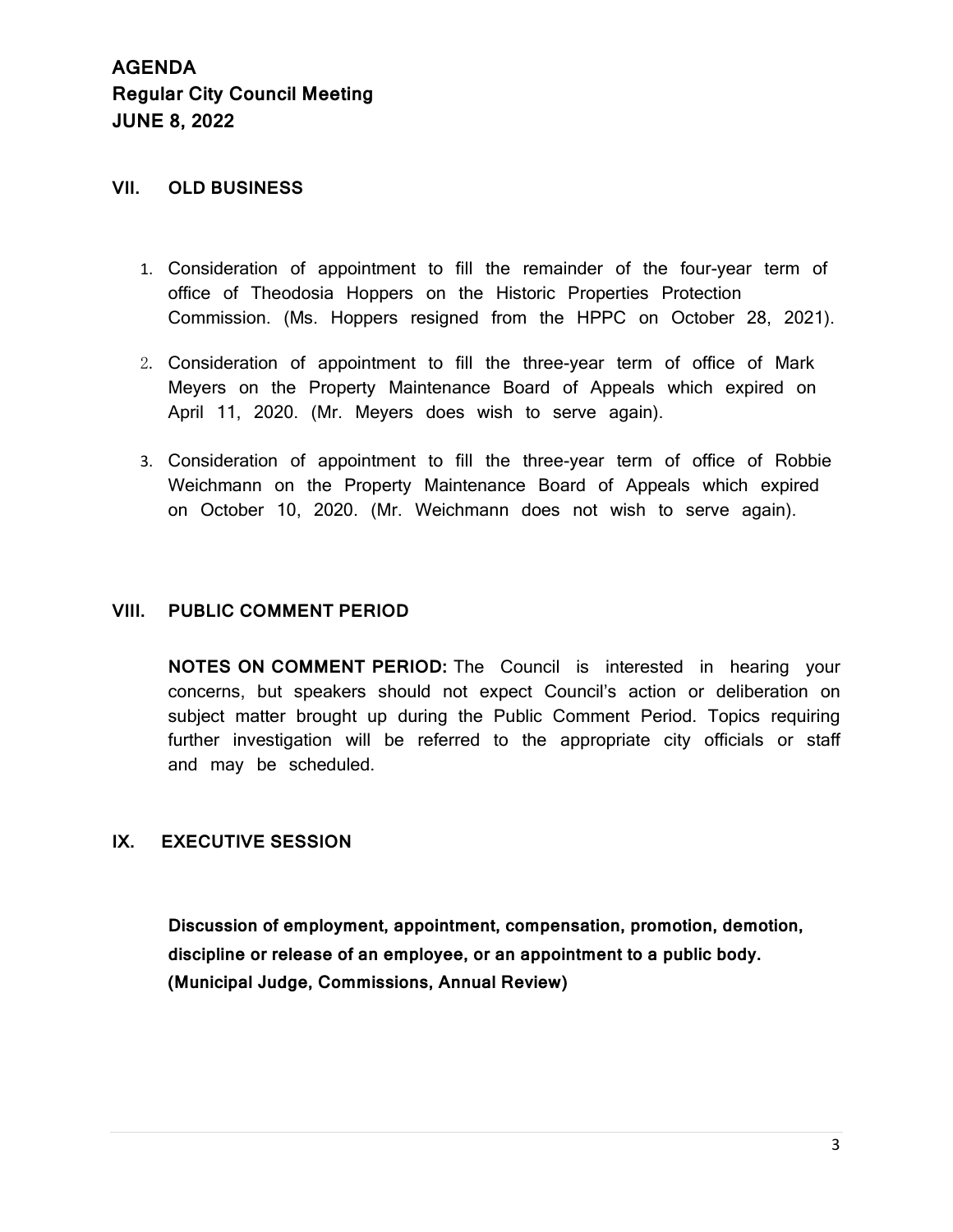## AGENDA
## Regular City Council Meeting
## JUNE 8, 2022

### VII. OLD BUSINESS

1. Consideration of appointment to fill the remainder of the four-year term of office of Theodosia Hoppers on the Historic Properties Protection Commission. (Ms. Hoppers resigned from the HPPC on October 28, 2021).
2. Consideration of appointment to fill the three-year term of office of Mark Meyers on the Property Maintenance Board of Appeals which expired on April 11, 2020. (Mr. Meyers does wish to serve again).
3. Consideration of appointment to fill the three-year term of office of Robbie Weichmann on the Property Maintenance Board of Appeals which expired on October 10, 2020. (Mr. Weichmann does not wish to serve again).

### VIII. PUBLIC COMMENT PERIOD

**NOTES ON COMMENT PERIOD:** The Council is interested in hearing your concerns, but speakers should not expect Council's action or deliberation on subject matter brought up during the Public Comment Period. Topics requiring further investigation will be referred to the appropriate city officials or staff and may be scheduled.

### IX. EXECUTIVE SESSION

**Discussion of employment, appointment, compensation, promotion, demotion, discipline or release of an employee, or an appointment to a public body. (Municipal Judge, Commissions, Annual Review)**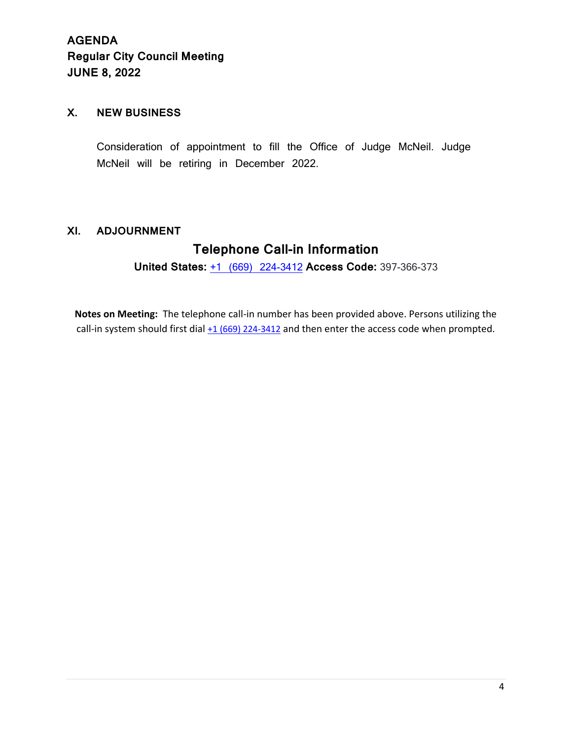**AGENDA**
**Regular City Council Meeting**
**JUNE 8, 2022**

## X. NEW BUSINESS

Consideration of appointment to fill the Office of Judge McNeil. Judge McNeil will be retiring in December 2022.

## XI. ADJOURNMENT

## Telephone Call-in Information

**United States:** +1 (669) 224-3412 **Access Code:** 397-366-373

**Notes on Meeting:** The telephone call-in number has been provided above. Persons utilizing the call-in system should first dial +1 (669) 224-3412 and then enter the access code when prompted.